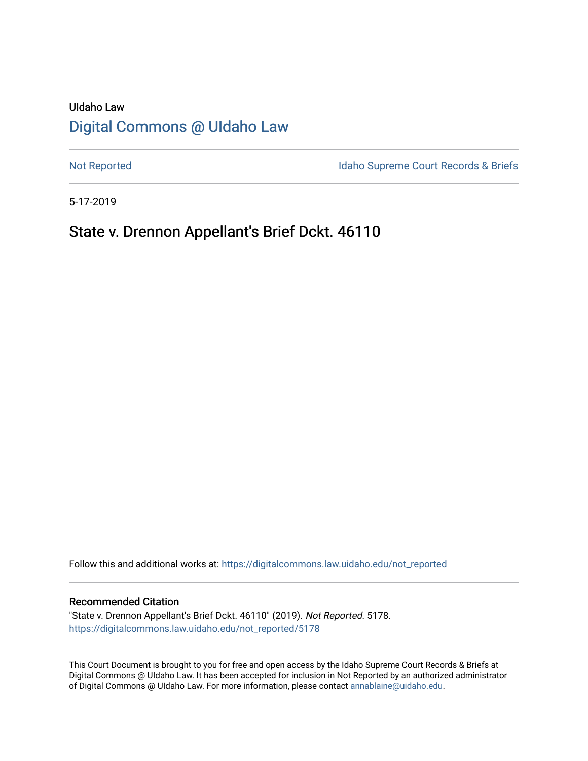UIdaho Law

# Digital Commons @ UIdaho Law

Not Reported

Idaho Supreme Court Records & Briefs

5-17-2019

## State v. Drennon Appellant's Brief Dckt. 46110

Follow this and additional works at: https://digitalcommons.law.uidaho.edu/not_reported

### Recommended Citation

"State v. Drennon Appellant's Brief Dckt. 46110" (2019). *Not Reported*. 5178.
https://digitalcommons.law.uidaho.edu/not_reported/5178

This Court Document is brought to you for free and open access by the Idaho Supreme Court Records & Briefs at Digital Commons @ UIdaho Law. It has been accepted for inclusion in Not Reported by an authorized administrator of Digital Commons @ UIdaho Law. For more information, please contact annablaine@uidaho.edu.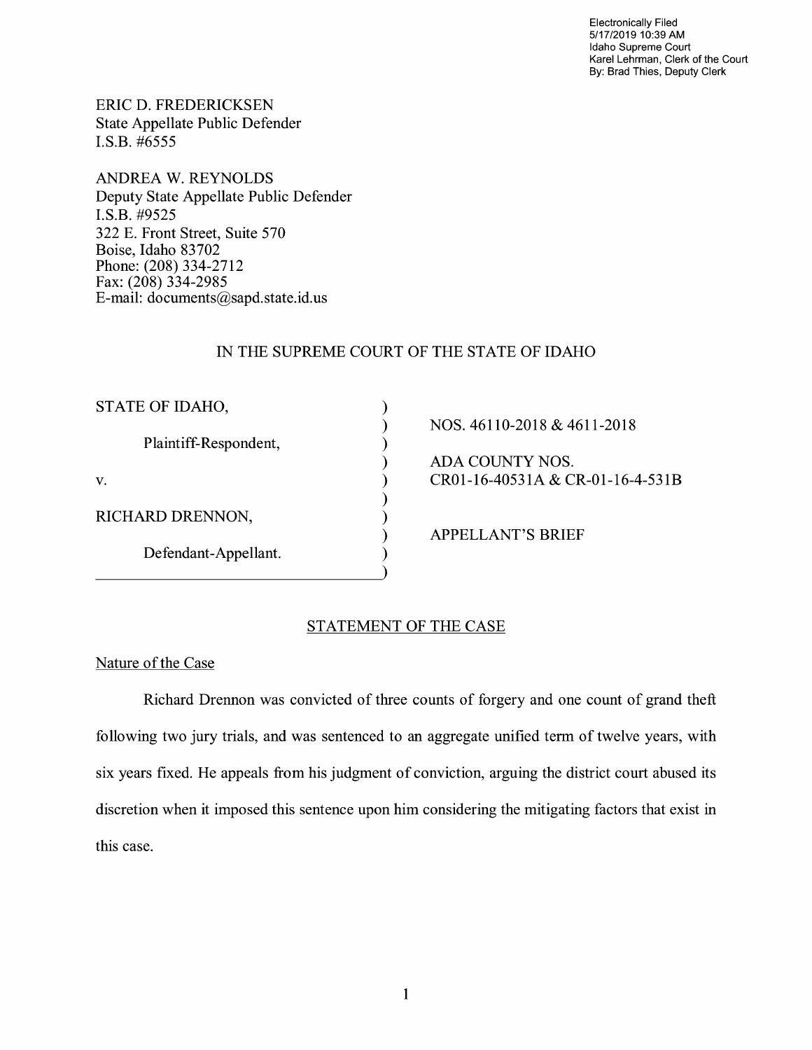Electronically Filed
5/17/2019 10:39 AM
Idaho Supreme Court
Karel Lehrman, Clerk of the Court
By: Brad Thies, Deputy Clerk

ERIC D. FREDERICKSEN
State Appellate Public Defender
I.S.B. #6555

ANDREA W. REYNOLDS
Deputy State Appellate Public Defender
I.S.B. #9525
322 E. Front Street, Suite 570
Boise, Idaho 83702
Phone: (208) 334-2712
Fax: (208) 334-2985
E-mail: documents@sapd.state.id.us

IN THE SUPREME COURT OF THE STATE OF IDAHO

| | | |
|---|---|---|
| STATE OF IDAHO, | ) | NOS. 46110-2018 & 4611-2018 |
| Plaintiff-Respondent, | ) | |
| | ) | ADA COUNTY NOS. |
| v. | ) | CR01-16-40531A & CR-01-16-4-531B |
| | ) | |
| RICHARD DRENNON, | ) | |
| | ) | APPELLANT'S BRIEF |
| Defendant-Appellant. | ) | |

## STATEMENT OF THE CASE

### Nature of the Case

Richard Drennon was convicted of three counts of forgery and one count of grand theft following two jury trials, and was sentenced to an aggregate unified term of twelve years, with six years fixed. He appeals from his judgment of conviction, arguing the district court abused its discretion when it imposed this sentence upon him considering the mitigating factors that exist in this case.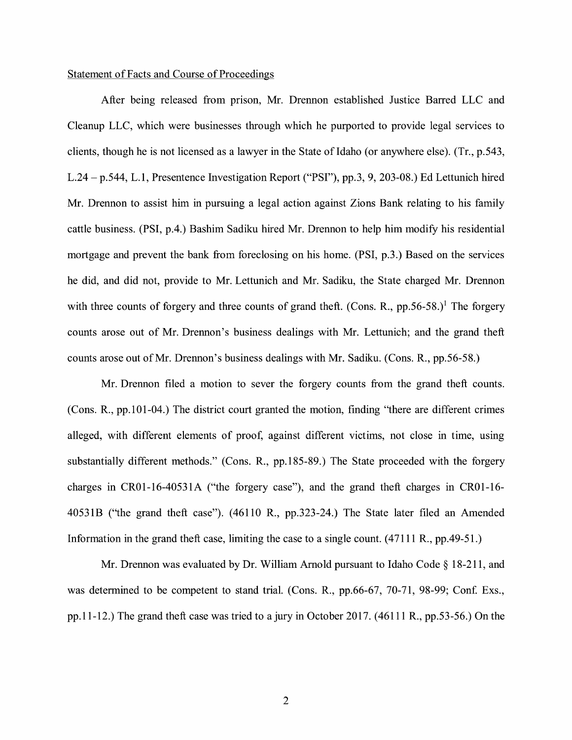Statement of Facts and Course of Proceedings

After being released from prison, Mr. Drennon established Justice Barred LLC and Cleanup LLC, which were businesses through which he purported to provide legal services to clients, though he is not licensed as a lawyer in the State of Idaho (or anywhere else). (Tr., p.543, L.24 – p.544, L.1, Presentence Investigation Report ("PSI"), pp.3, 9, 203-08.) Ed Lettunich hired Mr. Drennon to assist him in pursuing a legal action against Zions Bank relating to his family cattle business. (PSI, p.4.) Bashim Sadiku hired Mr. Drennon to help him modify his residential mortgage and prevent the bank from foreclosing on his home. (PSI, p.3.) Based on the services he did, and did not, provide to Mr. Lettunich and Mr. Sadiku, the State charged Mr. Drennon with three counts of forgery and three counts of grand theft. (Cons. R., pp.56-58.)[1] The forgery counts arose out of Mr. Drennon's business dealings with Mr. Lettunich; and the grand theft counts arose out of Mr. Drennon's business dealings with Mr. Sadiku. (Cons. R., pp.56-58.)

Mr. Drennon filed a motion to sever the forgery counts from the grand theft counts. (Cons. R., pp.101-04.) The district court granted the motion, finding "there are different crimes alleged, with different elements of proof, against different victims, not close in time, using substantially different methods." (Cons. R., pp.185-89.) The State proceeded with the forgery charges in CR01-16-40531A ("the forgery case"), and the grand theft charges in CR01-16-40531B ("the grand theft case"). (46110 R., pp.323-24.) The State later filed an Amended Information in the grand theft case, limiting the case to a single count. (47111 R., pp.49-51.)

Mr. Drennon was evaluated by Dr. William Arnold pursuant to Idaho Code § 18-211, and was determined to be competent to stand trial. (Cons. R., pp.66-67, 70-71, 98-99; Conf. Exs., pp.11-12.) The grand theft case was tried to a jury in October 2017. (46111 R., pp.53-56.) On the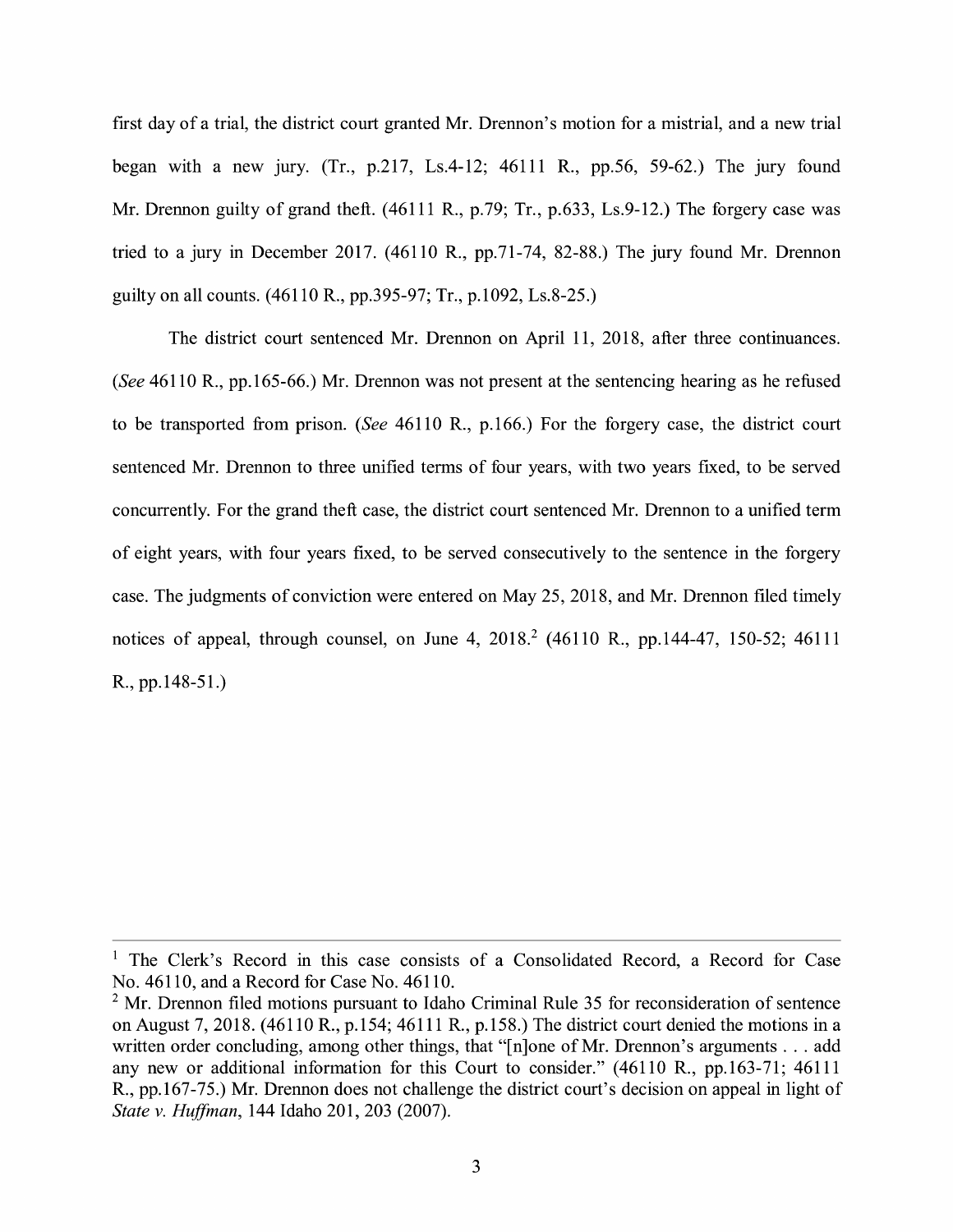first day of a trial, the district court granted Mr. Drennon's motion for a mistrial, and a new trial began with a new jury. (Tr., p.217, Ls.4-12; 46111 R., pp.56, 59-62.) The jury found Mr. Drennon guilty of grand theft. (46111 R., p.79; Tr., p.633, Ls.9-12.) The forgery case was tried to a jury in December 2017. (46110 R., pp.71-74, 82-88.) The jury found Mr. Drennon guilty on all counts. (46110 R., pp.395-97; Tr., p.1092, Ls.8-25.)

The district court sentenced Mr. Drennon on April 11, 2018, after three continuances. (*See* 46110 R., pp.165-66.) Mr. Drennon was not present at the sentencing hearing as he refused to be transported from prison. (*See* 46110 R., p.166.) For the forgery case, the district court sentenced Mr. Drennon to three unified terms of four years, with two years fixed, to be served concurrently. For the grand theft case, the district court sentenced Mr. Drennon to a unified term of eight years, with four years fixed, to be served consecutively to the sentence in the forgery case. The judgments of conviction were entered on May 25, 2018, and Mr. Drennon filed timely notices of appeal, through counsel, on June 4, 2018.[2] (46110 R., pp.144-47, 150-52; 46111 R., pp.148-51.)

---

[1] The Clerk's Record in this case consists of a Consolidated Record, a Record for Case No. 46110, and a Record for Case No. 46110.

[2] Mr. Drennon filed motions pursuant to Idaho Criminal Rule 35 for reconsideration of sentence on August 7, 2018. (46110 R., p.154; 46111 R., p.158.) The district court denied the motions in a written order concluding, among other things, that "[n]one of Mr. Drennon's arguments . . . add any new or additional information for this Court to consider." (46110 R., pp.163-71; 46111 R., pp.167-75.) Mr. Drennon does not challenge the district court's decision on appeal in light of *State v. Huffman*, 144 Idaho 201, 203 (2007).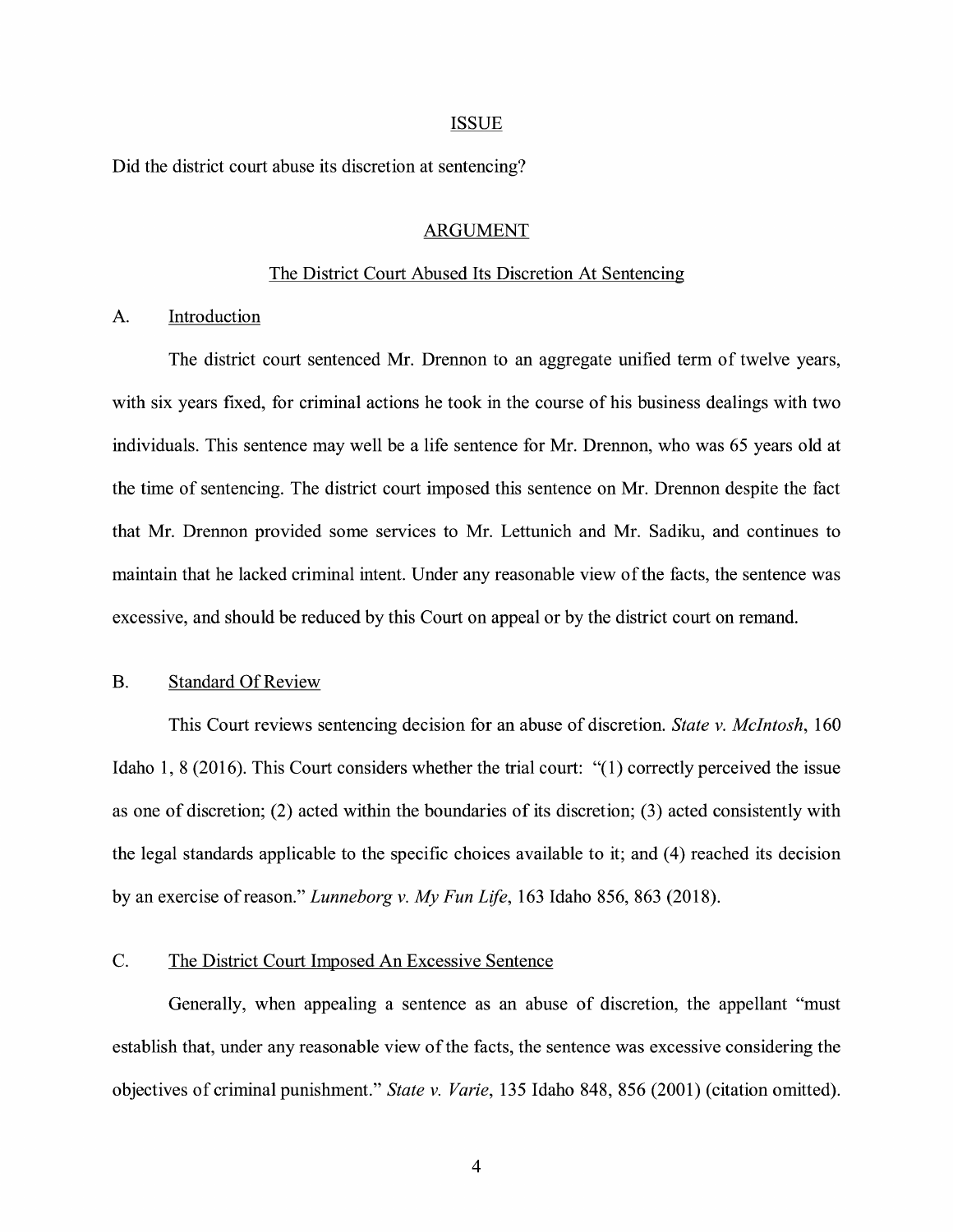## ISSUE

Did the district court abuse its discretion at sentencing?

## ARGUMENT

### The District Court Abused Its Discretion At Sentencing

#### A. Introduction

The district court sentenced Mr. Drennon to an aggregate unified term of twelve years, with six years fixed, for criminal actions he took in the course of his business dealings with two individuals. This sentence may well be a life sentence for Mr. Drennon, who was 65 years old at the time of sentencing. The district court imposed this sentence on Mr. Drennon despite the fact that Mr. Drennon provided some services to Mr. Lettunich and Mr. Sadiku, and continues to maintain that he lacked criminal intent. Under any reasonable view of the facts, the sentence was excessive, and should be reduced by this Court on appeal or by the district court on remand.

#### B. Standard Of Review

This Court reviews sentencing decision for an abuse of discretion. *State v. McIntosh*, 160 Idaho 1, 8 (2016). This Court considers whether the trial court: "(1) correctly perceived the issue as one of discretion; (2) acted within the boundaries of its discretion; (3) acted consistently with the legal standards applicable to the specific choices available to it; and (4) reached its decision by an exercise of reason." *Lunneborg v. My Fun Life*, 163 Idaho 856, 863 (2018).

#### C. The District Court Imposed An Excessive Sentence

Generally, when appealing a sentence as an abuse of discretion, the appellant "must establish that, under any reasonable view of the facts, the sentence was excessive considering the objectives of criminal punishment." *State v. Varie*, 135 Idaho 848, 856 (2001) (citation omitted).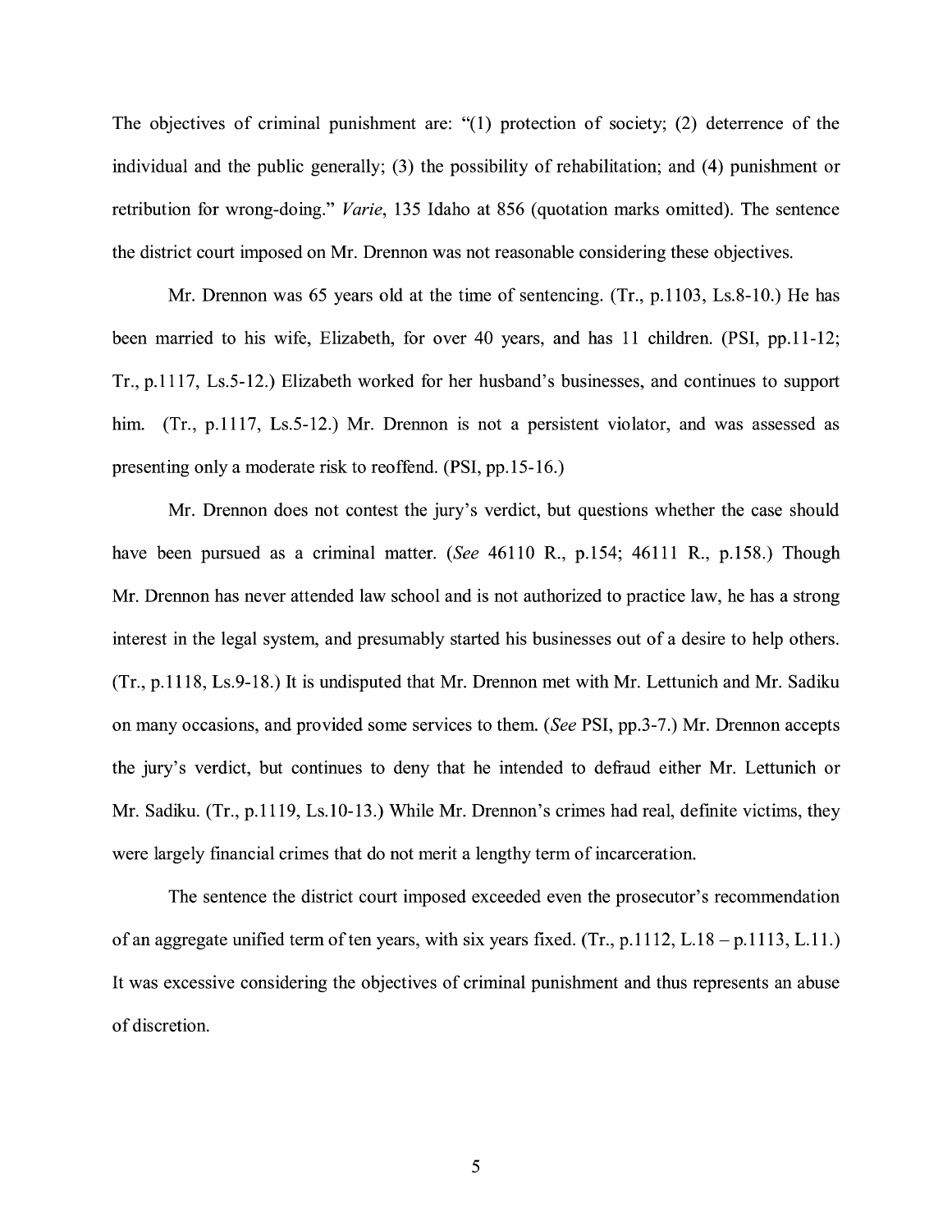The objectives of criminal punishment are: "(1) protection of society; (2) deterrence of the individual and the public generally; (3) the possibility of rehabilitation; and (4) punishment or retribution for wrong-doing." *Varie*, 135 Idaho at 856 (quotation marks omitted). The sentence the district court imposed on Mr. Drennon was not reasonable considering these objectives.

Mr. Drennon was 65 years old at the time of sentencing. (Tr., p.1103, Ls.8-10.) He has been married to his wife, Elizabeth, for over 40 years, and has 11 children. (PSI, pp.11-12; Tr., p.1117, Ls.5-12.) Elizabeth worked for her husband's businesses, and continues to support him. (Tr., p.1117, Ls.5-12.) Mr. Drennon is not a persistent violator, and was assessed as presenting only a moderate risk to reoffend. (PSI, pp.15-16.)

Mr. Drennon does not contest the jury's verdict, but questions whether the case should have been pursued as a criminal matter. (*See* 46110 R., p.154; 46111 R., p.158.) Though Mr. Drennon has never attended law school and is not authorized to practice law, he has a strong interest in the legal system, and presumably started his businesses out of a desire to help others. (Tr., p.1118, Ls.9-18.) It is undisputed that Mr. Drennon met with Mr. Lettunich and Mr. Sadiku on many occasions, and provided some services to them. (*See* PSI, pp.3-7.) Mr. Drennon accepts the jury's verdict, but continues to deny that he intended to defraud either Mr. Lettunich or Mr. Sadiku. (Tr., p.1119, Ls.10-13.) While Mr. Drennon's crimes had real, definite victims, they were largely financial crimes that do not merit a lengthy term of incarceration.

The sentence the district court imposed exceeded even the prosecutor's recommendation of an aggregate unified term of ten years, with six years fixed. (Tr., p.1112, L.18 – p.1113, L.11.) It was excessive considering the objectives of criminal punishment and thus represents an abuse of discretion.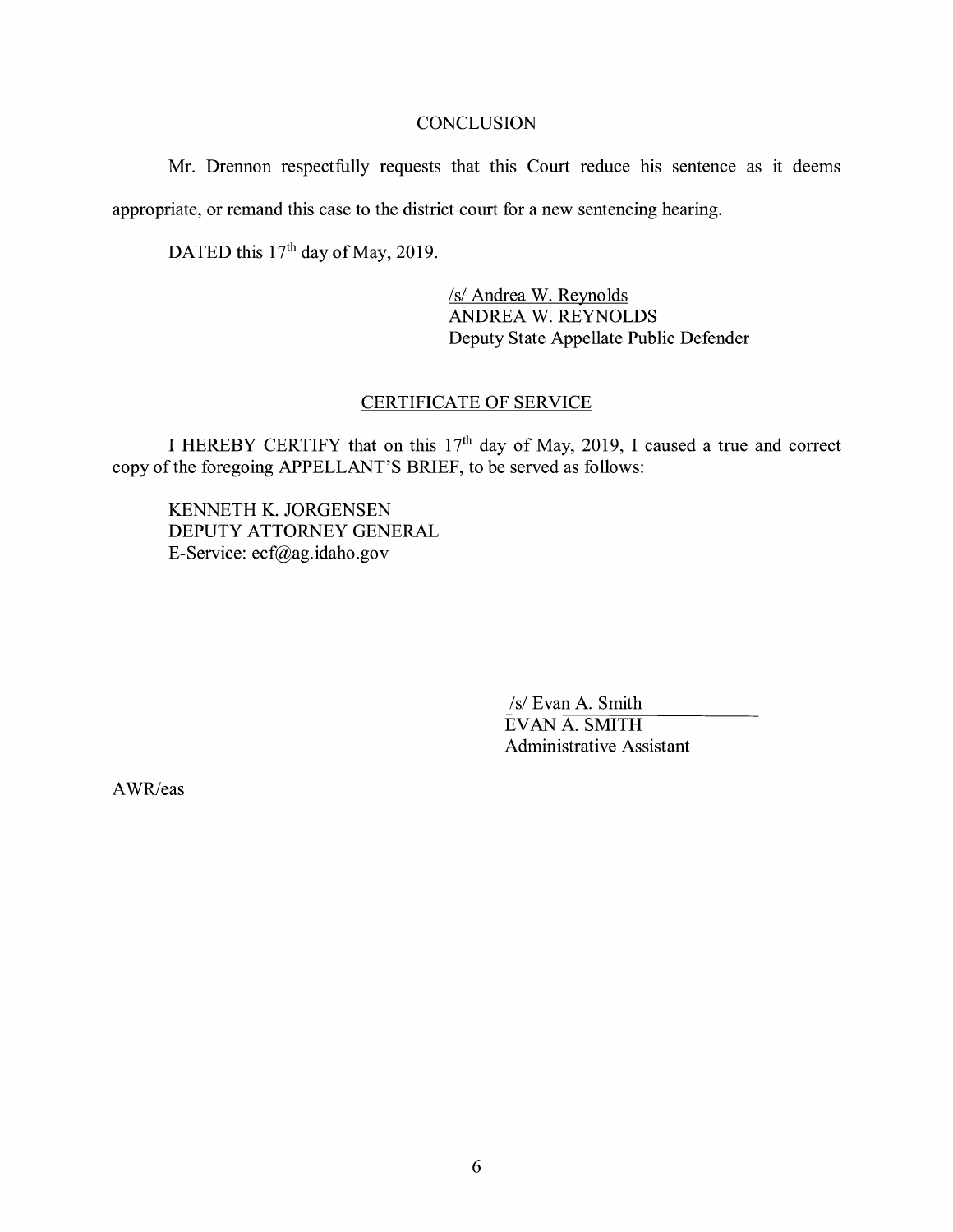## CONCLUSION

Mr. Drennon respectfully requests that this Court reduce his sentence as it deems appropriate, or remand this case to the district court for a new sentencing hearing.

DATED this 17th day of May, 2019.

/s/ Andrea W. Reynolds
ANDREA W. REYNOLDS
Deputy State Appellate Public Defender

## CERTIFICATE OF SERVICE

I HEREBY CERTIFY that on this 17th day of May, 2019, I caused a true and correct copy of the foregoing APPELLANT'S BRIEF, to be served as follows:

KENNETH K. JORGENSEN
DEPUTY ATTORNEY GENERAL
E-Service: ecf@ag.idaho.gov

/s/ Evan A. Smith
EVAN A. SMITH
Administrative Assistant

AWR/eas